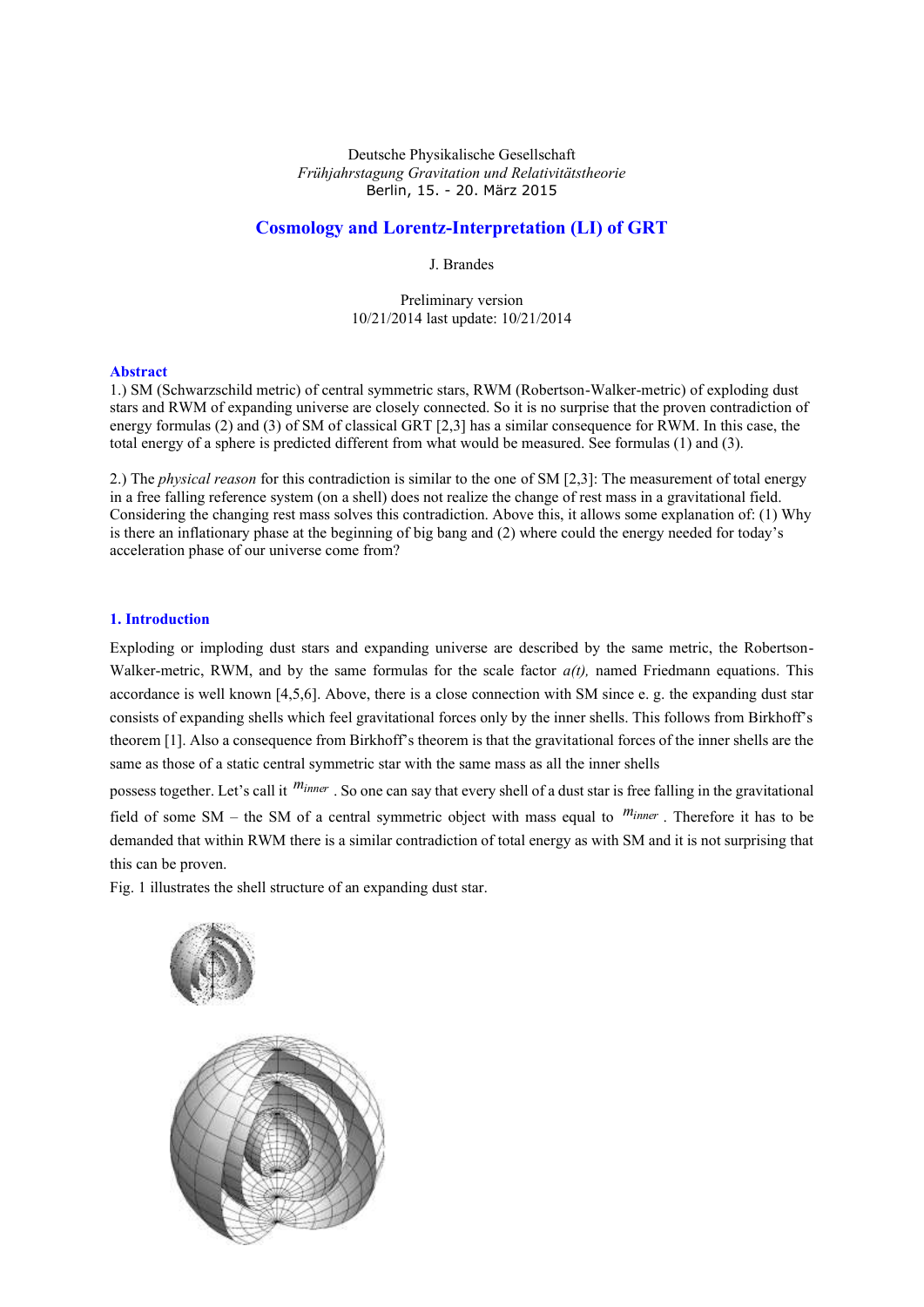Deutsche Physikalische Gesellschaft
*Frühjahrstagung Gravitation und Relativitätstheorie*
Berlin, 15. - 20. März 2015

# Cosmology and Lorentz-Interpretation (LI) of GRT

J. Brandes

Preliminary version
10/21/2014 last update: 10/21/2014

## Abstract

1.) SM (Schwarzschild metric) of central symmetric stars, RWM (Robertson-Walker-metric) of exploding dust stars and RWM of expanding universe are closely connected. So it is no surprise that the proven contradiction of energy formulas (2) and (3) of SM of classical GRT [2,3] has a similar consequence for RWM. In this case, the total energy of a sphere is predicted different from what would be measured. See formulas (1) and (3).

2.) The *physical reason* for this contradiction is similar to the one of SM [2,3]: The measurement of total energy in a free falling reference system (on a shell) does not realize the change of rest mass in a gravitational field. Considering the changing rest mass solves this contradiction. Above this, it allows some explanation of: (1) Why is there an inflationary phase at the beginning of big bang and (2) where could the energy needed for today's acceleration phase of our universe come from?

## 1. Introduction

Exploding or imploding dust stars and expanding universe are described by the same metric, the Robertson-Walker-metric, RWM, and by the same formulas for the scale factor *a(t),* named Friedmann equations. This accordance is well known [4,5,6]. Above, there is a close connection with SM since e. g. the expanding dust star consists of expanding shells which feel gravitational forces only by the inner shells. This follows from Birkhoff's theorem [1]. Also a consequence from Birkhoff's theorem is that the gravitational forces of the inner shells are the same as those of a static central symmetric star with the same mass as all the inner shells possess together. Let's call it $m_{inner}$. So one can say that every shell of a dust star is free falling in the gravitational field of some SM – the SM of a central symmetric object with mass equal to $m_{inner}$. Therefore it has to be demanded that within RWM there is a similar contradiction of total energy as with SM and it is not surprising that this can be proven.

Fig. 1 illustrates the shell structure of an expanding dust star.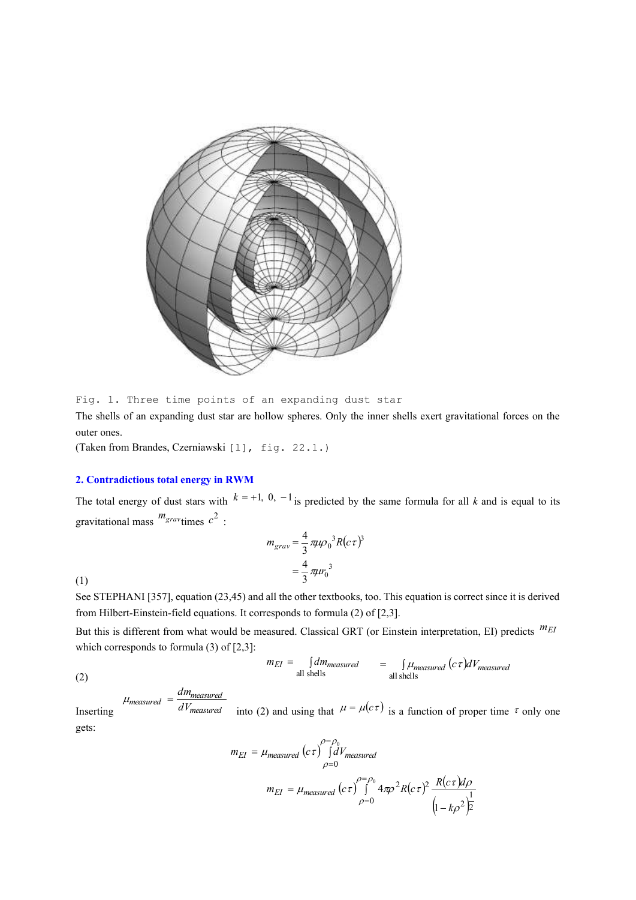Fig. 1. Three time points of an expanding dust star

The shells of an expanding dust star are hollow spheres. Only the inner shells exert gravitational forces on the outer ones.

(Taken from Brandes, Czerniawski [1], fig. 22.1.)

## 2. Contradictious total energy in RWM

The total energy of dust stars with $k = +1,\ 0,\ -1$ is predicted by the same formula for all $k$ and is equal to its gravitational mass $m_{grav}$ times $c^2$ :

$$
\begin{aligned}
m_{grav} &= \frac{4}{3}\pi\mu\rho_0{}^3 R(c\tau)^3 \\
&= \frac{4}{3}\pi\mu r_0{}^3
\end{aligned}
\tag{1}
$$

See STEPHANI [357], equation (23,45) and all the other textbooks, too. This equation is correct since it is derived from Hilbert-Einstein-field equations. It corresponds to formula (2) of [2,3].

But this is different from what would be measured. Classical GRT (or Einstein interpretation, EI) predicts $m_{EI}$ which corresponds to formula (3) of [2,3]:

$$
m_{EI} = \int_{\text{all shells}} dm_{measured} \quad = \int_{\text{all shells}} \mu_{measured}(c\tau)dV_{measured}
\tag{2}
$$

Inserting $\mu_{measured} = \dfrac{dm_{measured}}{dV_{measured}}$ into (2) and using that $\mu = \mu(c\tau)$ is a function of proper time $\tau$ only one gets:

$$
m_{EI} = \mu_{measured}(c\tau)\int_{\rho=0}^{\rho=\rho_0} dV_{measured}
$$

$$
m_{EI} = \mu_{measured}(c\tau)\int_{\rho=0}^{\rho=\rho_0} 4\pi\rho^2 R(c\tau)^2 \frac{R(c\tau)d\rho}{\left(1-k\rho^2\right)^{\frac{1}{2}}}
$$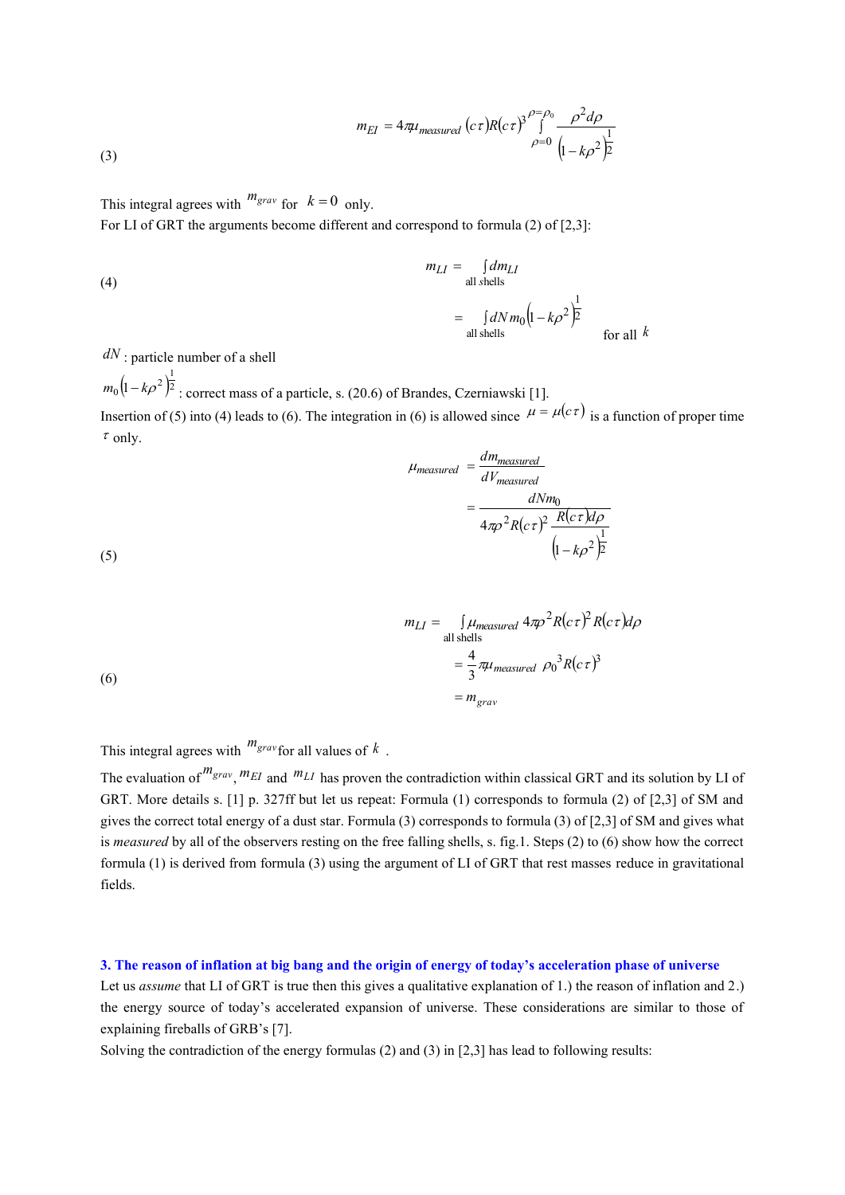$$m_{EI} = 4\pi\mu_{measured}(c\tau)R(c\tau)^3 \int_{\rho=0}^{\rho=\rho_0} \frac{\rho^2 d\rho}{\left(1-k\rho^2\right)^{\frac{1}{2}}} \tag{3}$$

This integral agrees with $m_{grav}$ for $k = 0$ only.
For LI of GRT the arguments become different and correspond to formula (2) of [2,3]:

$$\begin{aligned} m_{LI} &= \int_{\text{all shells}} dm_{LI} \\ &= \int_{\text{all shells}} dN\, m_0 \left(1-k\rho^2\right)^{\frac{1}{2}} \qquad \text{for all } k \end{aligned} \tag{4}$$

$dN$ : particle number of a shell
$m_0\left(1-k\rho^2\right)^{\frac{1}{2}}$ : correct mass of a particle, s. (20.6) of Brandes, Czerniawski [1].
Insertion of (5) into (4) leads to (6). The integration in (6) is allowed since $\mu = \mu(c\tau)$ is a function of proper time $\tau$ only.

$$\begin{aligned} \mu_{measured} &= \frac{dm_{measured}}{dV_{measured}} \\ &= \frac{dN m_0}{4\pi\rho^2 R(c\tau)^2 \dfrac{R(c\tau)d\rho}{\left(1-k\rho^2\right)^{\frac{1}{2}}}} \end{aligned} \tag{5}$$

$$\begin{aligned} m_{LI} &= \int_{\text{all shells}} \mu_{measured}\, 4\pi\rho^2 R(c\tau)^2 R(c\tau) d\rho \\ &= \frac{4}{3}\pi\mu_{measured}\, \rho_0^{\,3} R(c\tau)^3 \\ &= m_{grav} \end{aligned} \tag{6}$$

This integral agrees with $m_{grav}$ for all values of $k$ .

The evaluation of $m_{grav}$, $m_{EI}$ and $m_{LI}$ has proven the contradiction within classical GRT and its solution by LI of GRT. More details s. [1] p. 327ff but let us repeat: Formula (1) corresponds to formula (2) of [2,3] of SM and gives the correct total energy of a dust star. Formula (3) corresponds to formula (3) of [2,3] of SM and gives what is *measured* by all of the observers resting on the free falling shells, s. fig.1. Steps (2) to (6) show how the correct formula (1) is derived from formula (3) using the argument of LI of GRT that rest masses reduce in gravitational fields.

## 3. The reason of inflation at big bang and the origin of energy of today's acceleration phase of universe

Let us *assume* that LI of GRT is true then this gives a qualitative explanation of 1.) the reason of inflation and 2.) the energy source of today's accelerated expansion of universe. These considerations are similar to those of explaining fireballs of GRB's [7].
Solving the contradiction of the energy formulas (2) and (3) in [2,3] has lead to following results: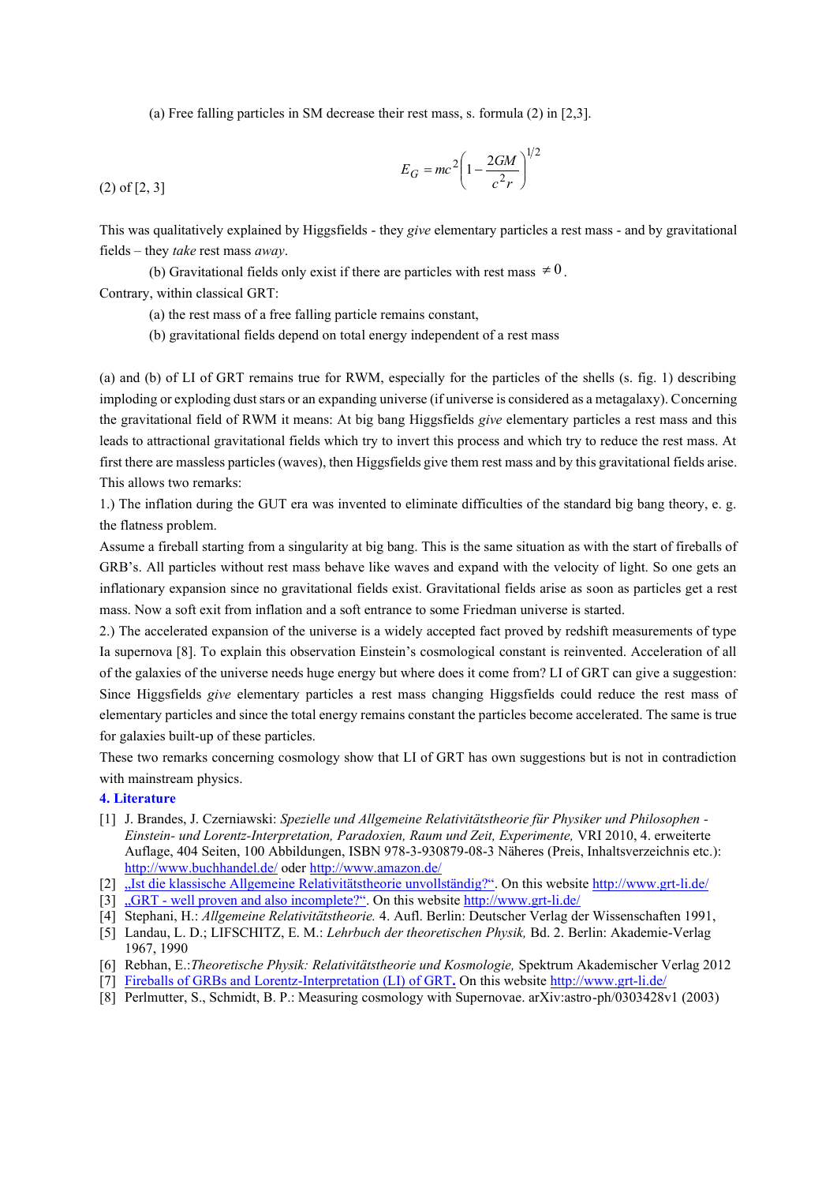(a) Free falling particles in SM decrease their rest mass, s. formula (2) in [2,3].

(2) of [2, 3]

$$E_G = mc^2\left(1-\frac{2GM}{c^2 r}\right)^{1/2}$$

This was qualitatively explained by Higgsfields - they *give* elementary particles a rest mass - and by gravitational fields – they *take* rest mass *away*.

(b) Gravitational fields only exist if there are particles with rest mass $\neq 0$.

Contrary, within classical GRT:

(a) the rest mass of a free falling particle remains constant,

(b) gravitational fields depend on total energy independent of a rest mass

(a) and (b) of LI of GRT remains true for RWM, especially for the particles of the shells (s. fig. 1) describing imploding or exploding dust stars or an expanding universe (if universe is considered as a metagalaxy). Concerning the gravitational field of RWM it means: At big bang Higgsfields *give* elementary particles a rest mass and this leads to attractional gravitational fields which try to invert this process and which try to reduce the rest mass. At first there are massless particles (waves), then Higgsfields give them rest mass and by this gravitational fields arise. This allows two remarks:

1.) The inflation during the GUT era was invented to eliminate difficulties of the standard big bang theory, e. g. the flatness problem.

Assume a fireball starting from a singularity at big bang. This is the same situation as with the start of fireballs of GRB's. All particles without rest mass behave like waves and expand with the velocity of light. So one gets an inflationary expansion since no gravitational fields exist. Gravitational fields arise as soon as particles get a rest mass. Now a soft exit from inflation and a soft entrance to some Friedman universe is started.

2.) The accelerated expansion of the universe is a widely accepted fact proved by redshift measurements of type Ia supernova [8]. To explain this observation Einstein's cosmological constant is reinvented. Acceleration of all of the galaxies of the universe needs huge energy but where does it come from? LI of GRT can give a suggestion: Since Higgsfields *give* elementary particles a rest mass changing Higgsfields could reduce the rest mass of elementary particles and since the total energy remains constant the particles become accelerated. The same is true for galaxies built-up of these particles.

These two remarks concerning cosmology show that LI of GRT has own suggestions but is not in contradiction with mainstream physics.

## 4. Literature

[1] J. Brandes, J. Czerniawski: *Spezielle und Allgemeine Relativitätstheorie für Physiker und Philosophen - Einstein- und Lorentz-Interpretation, Paradoxien, Raum und Zeit, Experimente,* VRI 2010, 4. erweiterte Auflage, 404 Seiten, 100 Abbildungen, ISBN 978-3-930879-08-3 Näheres (Preis, Inhaltsverzeichnis etc.): http://www.buchhandel.de/ oder http://www.amazon.de/

[2] „Ist die klassische Allgemeine Relativitätstheorie unvollständig?". On this website http://www.grt-li.de/

[3] „GRT - well proven and also incomplete?". On this website http://www.grt-li.de/

[4] Stephani, H.: *Allgemeine Relativitätstheorie.* 4. Aufl. Berlin: Deutscher Verlag der Wissenschaften 1991,

[5] Landau, L. D.; LIFSCHITZ, E. M.: *Lehrbuch der theoretischen Physik,* Bd. 2. Berlin: Akademie-Verlag 1967, 1990

[6] Rebhan, E.:*Theoretische Physik: Relativitätstheorie und Kosmologie,* Spektrum Akademischer Verlag 2012

[7] Fireballs of GRBs and Lorentz-Interpretation (LI) of GRT. On this website http://www.grt-li.de/

[8] Perlmutter, S., Schmidt, B. P.: Measuring cosmology with Supernovae. arXiv:astro-ph/0303428v1 (2003)